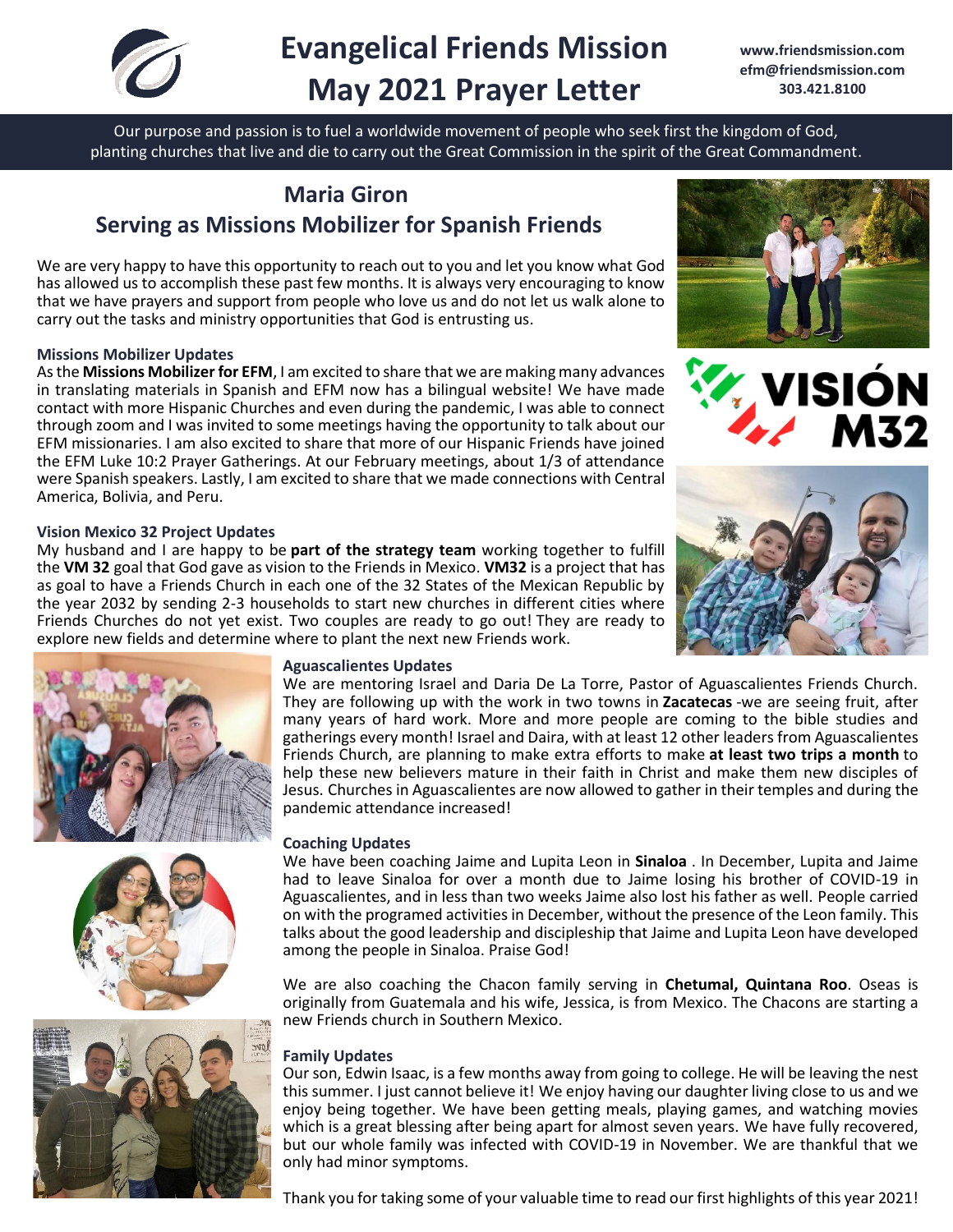# Evangelical Friends Mission
# May 2021 Prayer Letter

www.friendsmission.com
efm@friendsmission.com
303.421.8100

Our purpose and passion is to fuel a worldwide movement of people who seek first the kingdom of God, planting churches that live and die to carry out the Great Commission in the spirit of the Great Commandment.

## Maria Giron
## Serving as Missions Mobilizer for Spanish Friends

We are very happy to have this opportunity to reach out to you and let you know what God has allowed us to accomplish these past few months. It is always very encouraging to know that we have prayers and support from people who love us and do not let us walk alone to carry out the tasks and ministry opportunities that God is entrusting us.

### Missions Mobilizer Updates

As the **Missions Mobilizer for EFM**, I am excited to share that we are making many advances in translating materials in Spanish and EFM now has a bilingual website! We have made contact with more Hispanic Churches and even during the pandemic, I was able to connect through zoom and I was invited to some meetings having the opportunity to talk about our EFM missionaries. I am also excited to share that more of our Hispanic Friends have joined the EFM Luke 10:2 Prayer Gatherings. At our February meetings, about 1/3 of attendance were Spanish speakers. Lastly, I am excited to share that we made connections with Central America, Bolivia, and Peru.

### Vision Mexico 32 Project Updates

My husband and I are happy to be **part of the strategy team** working together to fulfill the **VM 32** goal that God gave as vision to the Friends in Mexico. **VM32** is a project that has as goal to have a Friends Church in each one of the 32 States of the Mexican Republic by the year 2032 by sending 2-3 households to start new churches in different cities where Friends Churches do not yet exist. Two couples are ready to go out! They are ready to explore new fields and determine where to plant the next new Friends work.

### Aguascalientes Updates

We are mentoring Israel and Daria De La Torre, Pastor of Aguascalientes Friends Church. They are following up with the work in two towns in **Zacatecas** -we are seeing fruit, after many years of hard work. More and more people are coming to the bible studies and gatherings every month! Israel and Daira, with at least 12 other leaders from Aguascalientes Friends Church, are planning to make extra efforts to make **at least two trips a month** to help these new believers mature in their faith in Christ and make them new disciples of Jesus. Churches in Aguascalientes are now allowed to gather in their temples and during the pandemic attendance increased!

### Coaching Updates

We have been coaching Jaime and Lupita Leon in **Sinaloa** . In December, Lupita and Jaime had to leave Sinaloa for over a month due to Jaime losing his brother of COVID-19 in Aguascalientes, and in less than two weeks Jaime also lost his father as well. People carried on with the programed activities in December, without the presence of the Leon family. This talks about the good leadership and discipleship that Jaime and Lupita Leon have developed among the people in Sinaloa. Praise God!

We are also coaching the Chacon family serving in **Chetumal, Quintana Roo**. Oseas is originally from Guatemala and his wife, Jessica, is from Mexico. The Chacons are starting a new Friends church in Southern Mexico.

### Family Updates

Our son, Edwin Isaac, is a few months away from going to college. He will be leaving the nest this summer. I just cannot believe it! We enjoy having our daughter living close to us and we enjoy being together. We have been getting meals, playing games, and watching movies which is a great blessing after being apart for almost seven years. We have fully recovered, but our whole family was infected with COVID-19 in November. We are thankful that we only had minor symptoms.

Thank you for taking some of your valuable time to read our first highlights of this year 2021!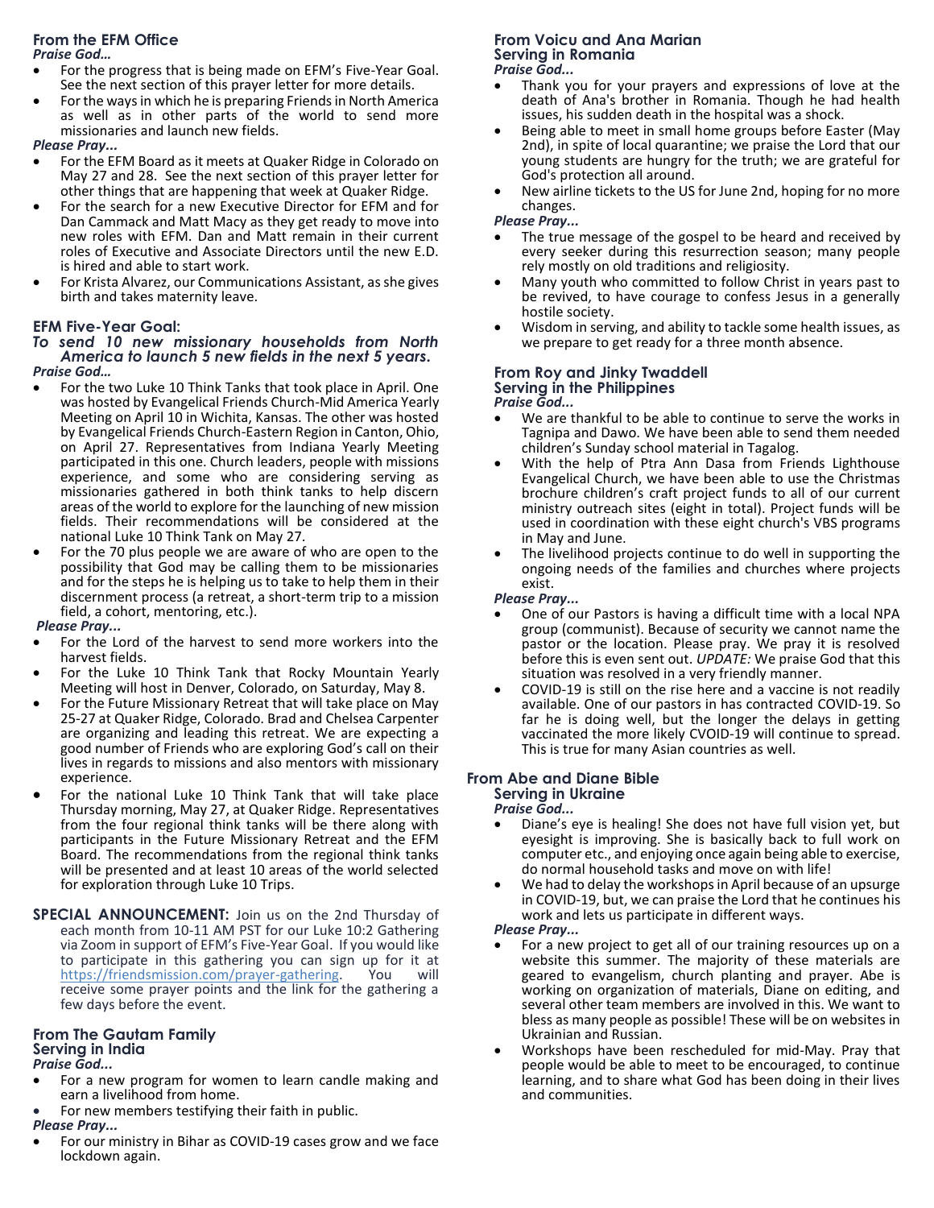## From the EFM Office

***Praise God…***

- For the progress that is being made on EFM's Five-Year Goal. See the next section of this prayer letter for more details.
- For the ways in which he is preparing Friends in North America as well as in other parts of the world to send more missionaries and launch new fields.

***Please Pray...***

- For the EFM Board as it meets at Quaker Ridge in Colorado on May 27 and 28. See the next section of this prayer letter for other things that are happening that week at Quaker Ridge.
- For the search for a new Executive Director for EFM and for Dan Cammack and Matt Macy as they get ready to move into new roles with EFM. Dan and Matt remain in their current roles of Executive and Associate Directors until the new E.D. is hired and able to start work.
- For Krista Alvarez, our Communications Assistant, as she gives birth and takes maternity leave.

## EFM Five-Year Goal:

***To send 10 new missionary households from North America to launch 5 new fields in the next 5 years.***

***Praise God…***

- For the two Luke 10 Think Tanks that took place in April. One was hosted by Evangelical Friends Church-Mid America Yearly Meeting on April 10 in Wichita, Kansas. The other was hosted by Evangelical Friends Church-Eastern Region in Canton, Ohio, on April 27. Representatives from Indiana Yearly Meeting participated in this one. Church leaders, people with missions experience, and some who are considering serving as missionaries gathered in both think tanks to help discern areas of the world to explore for the launching of new mission fields. Their recommendations will be considered at the national Luke 10 Think Tank on May 27.
- For the 70 plus people we are aware of who are open to the possibility that God may be calling them to be missionaries and for the steps he is helping us to take to help them in their discernment process (a retreat, a short-term trip to a mission field, a cohort, mentoring, etc.).

***Please Pray...***

- For the Lord of the harvest to send more workers into the harvest fields.
- For the Luke 10 Think Tank that Rocky Mountain Yearly Meeting will host in Denver, Colorado, on Saturday, May 8.
- For the Future Missionary Retreat that will take place on May 25-27 at Quaker Ridge, Colorado. Brad and Chelsea Carpenter are organizing and leading this retreat. We are expecting a good number of Friends who are exploring God's call on their lives in regards to missions and also mentors with missionary experience.
- For the national Luke 10 Think Tank that will take place Thursday morning, May 27, at Quaker Ridge. Representatives from the four regional think tanks will be there along with participants in the Future Missionary Retreat and the EFM Board. The recommendations from the regional think tanks will be presented and at least 10 areas of the world selected for exploration through Luke 10 Trips.

**SPECIAL ANNOUNCEMENT:** Join us on the 2nd Thursday of each month from 10-11 AM PST for our Luke 10:2 Gathering via Zoom in support of EFM's Five-Year Goal. If you would like to participate in this gathering you can sign up for it at https://friendsmission.com/prayer-gathering. You will receive some prayer points and the link for the gathering a few days before the event.

## From The Gautam Family
### Serving in India

***Praise God...***

- For a new program for women to learn candle making and earn a livelihood from home.
- For new members testifying their faith in public.

***Please Pray...***

- For our ministry in Bihar as COVID-19 cases grow and we face lockdown again.

## From Voicu and Ana Marian
### Serving in Romania

***Praise God...***

- Thank you for your prayers and expressions of love at the death of Ana's brother in Romania. Though he had health issues, his sudden death in the hospital was a shock.
- Being able to meet in small home groups before Easter (May 2nd), in spite of local quarantine; we praise the Lord that our young students are hungry for the truth; we are grateful for God's protection all around.
- New airline tickets to the US for June 2nd, hoping for no more changes.

***Please Pray...***

- The true message of the gospel to be heard and received by every seeker during this resurrection season; many people rely mostly on old traditions and religiosity.
- Many youth who committed to follow Christ in years past to be revived, to have courage to confess Jesus in a generally hostile society.
- Wisdom in serving, and ability to tackle some health issues, as we prepare to get ready for a three month absence.

## From Roy and Jinky Twaddell
### Serving in the Philippines

***Praise God...***

- We are thankful to be able to continue to serve the works in Tagnipa and Dawo. We have been able to send them needed children's Sunday school material in Tagalog.
- With the help of Ptra Ann Dasa from Friends Lighthouse Evangelical Church, we have been able to use the Christmas brochure children's craft project funds to all of our current ministry outreach sites (eight in total). Project funds will be used in coordination with these eight church's VBS programs in May and June.
- The livelihood projects continue to do well in supporting the ongoing needs of the families and churches where projects exist.

***Please Pray...***

- One of our Pastors is having a difficult time with a local NPA group (communist). Because of security we cannot name the pastor or the location. Please pray. We pray it is resolved before this is even sent out. *UPDATE:* We praise God that this situation was resolved in a very friendly manner.
- COVID-19 is still on the rise here and a vaccine is not readily available. One of our pastors in has contracted COVID-19. So far he is doing well, but the longer the delays in getting vaccinated the more likely CVOID-19 will continue to spread. This is true for many Asian countries as well.

## From Abe and Diane Bible
### Serving in Ukraine

***Praise God...***

- Diane's eye is healing! She does not have full vision yet, but eyesight is improving. She is basically back to full work on computer etc., and enjoying once again being able to exercise, do normal household tasks and move on with life!
- We had to delay the workshops in April because of an upsurge in COVID-19, but, we can praise the Lord that he continues his work and lets us participate in different ways.

***Please Pray...***

- For a new project to get all of our training resources up on a website this summer. The majority of these materials are geared to evangelism, church planting and prayer. Abe is working on organization of materials, Diane on editing, and several other team members are involved in this. We want to bless as many people as possible! These will be on websites in Ukrainian and Russian.
- Workshops have been rescheduled for mid-May. Pray that people would be able to meet to be encouraged, to continue learning, and to share what God has been doing in their lives and communities.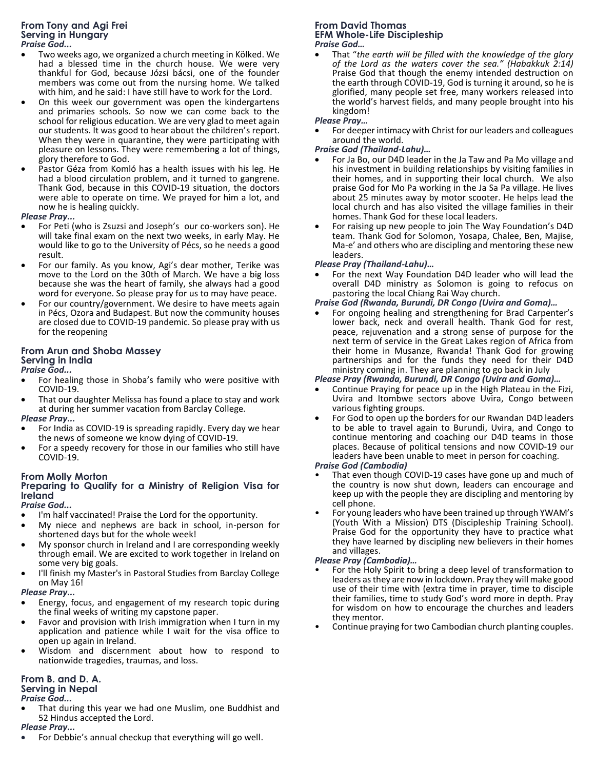### From Tony and Agi Frei
### Serving in Hungary

*Praise God...*

- Two weeks ago, we organized a church meeting in Kölked. We had a blessed time in the church house. We were very thankful for God, because Józsi bácsi, one of the founder members was come out from the nursing home. We talked with him, and he said: I have still have to work for the Lord.
- On this week our government was open the kindergartens and primaries schools. So now we can come back to the school for religious education. We are very glad to meet again our students. It was good to hear about the children's report. When they were in quarantine, they were participating with pleasure on lessons. They were remembering a lot of things, glory therefore to God.
- Pastor Géza from Komló has a health issues with his leg. He had a blood circulation problem, and it turned to gangrene. Thank God, because in this COVID-19 situation, the doctors were able to operate on time. We prayed for him a lot, and now he is healing quickly.

*Please Pray...*

- For Peti (who is Zsuzsi and Joseph's our co-workers son). He will take final exam on the next two weeks, in early May. He would like to go to the University of Pécs, so he needs a good result.
- For our family. As you know, Agi's dear mother, Terike was move to the Lord on the 30th of March. We have a big loss because she was the heart of family, she always had a good word for everyone. So please pray for us to may have peace.
- For our country/government. We desire to have meets again in Pécs, Ozora and Budapest. But now the community houses are closed due to COVID-19 pandemic. So please pray with us for the reopening

### From Arun and Shoba Massey
### Serving in India

*Praise God...*

- For healing those in Shoba's family who were positive with COVID-19.
- That our daughter Melissa has found a place to stay and work at during her summer vacation from Barclay College.

*Please Pray...*

- For India as COVID-19 is spreading rapidly. Every day we hear the news of someone we know dying of COVID-19.
- For a speedy recovery for those in our families who still have COVID-19.

### From Molly Morton
### Preparing to Qualify for a Ministry of Religion Visa for Ireland

*Praise God...*

- I'm half vaccinated! Praise the Lord for the opportunity.
- My niece and nephews are back in school, in-person for shortened days but for the whole week!
- My sponsor church in Ireland and I are corresponding weekly through email. We are excited to work together in Ireland on some very big goals.
- I'll finish my Master's in Pastoral Studies from Barclay College on May 16!

*Please Pray...*

- Energy, focus, and engagement of my research topic during the final weeks of writing my capstone paper.
- Favor and provision with Irish immigration when I turn in my application and patience while I wait for the visa office to open up again in Ireland.
- Wisdom and discernment about how to respond to nationwide tragedies, traumas, and loss.

### From B. and D. A.
### Serving in Nepal

*Praise God...*

- That during this year we had one Muslim, one Buddhist and 52 Hindus accepted the Lord.

*Please Pray...*

- For Debbie's annual checkup that everything will go well.

### From David Thomas
### EFM Whole-Life Discipleship

*Praise God…*

- That "*the earth will be filled with the knowledge of the glory of the Lord as the waters cover the sea." (Habakkuk 2:14)* Praise God that though the enemy intended destruction on the earth through COVID-19, God is turning it around, so he is glorified, many people set free, many workers released into the world's harvest fields, and many people brought into his kingdom!

*Please Pray…*

- For deeper intimacy with Christ for our leaders and colleagues around the world.

*Praise God (Thailand-Lahu)…*

- For Ja Bo, our D4D leader in the Ja Taw and Pa Mo village and his investment in building relationships by visiting families in their homes, and in supporting their local church. We also praise God for Mo Pa working in the Ja Sa Pa village. He lives about 25 minutes away by motor scooter. He helps lead the local church and has also visited the village families in their homes. Thank God for these local leaders.
- For raising up new people to join The Way Foundation's D4D team. Thank God for Solomon, Yosapa, Chalee, Ben, Majise, Ma-e' and others who are discipling and mentoring these new leaders.

*Please Pray (Thailand-Lahu)…*

- For the next Way Foundation D4D leader who will lead the overall D4D ministry as Solomon is going to refocus on pastoring the local Chiang Rai Way church.

*Praise God (Rwanda, Burundi, DR Congo (Uvira and Goma)…*

- For ongoing healing and strengthening for Brad Carpenter's lower back, neck and overall health. Thank God for rest, peace, rejuvenation and a strong sense of purpose for the next term of service in the Great Lakes region of Africa from their home in Musanze, Rwanda! Thank God for growing partnerships and for the funds they need for their D4D ministry coming in. They are planning to go back in July

*Please Pray (Rwanda, Burundi, DR Congo (Uvira and Goma)…*

- Continue Praying for peace up in the High Plateau in the Fizi, Uvira and Itombwe sectors above Uvira, Congo between various fighting groups.
- For God to open up the borders for our Rwandan D4D leaders to be able to travel again to Burundi, Uvira, and Congo to continue mentoring and coaching our D4D teams in those places. Because of political tensions and now COVID-19 our leaders have been unable to meet in person for coaching.

*Praise God (Cambodia)*

- That even though COVID-19 cases have gone up and much of the country is now shut down, leaders can encourage and keep up with the people they are discipling and mentoring by cell phone.
- For young leaders who have been trained up through YWAM's (Youth With a Mission) DTS (Discipleship Training School). Praise God for the opportunity they have to practice what they have learned by discipling new believers in their homes and villages.

*Please Pray (Cambodia)…*

- For the Holy Spirit to bring a deep level of transformation to leaders as they are now in lockdown. Pray they will make good use of their time with (extra time in prayer, time to disciple their families, time to study God's word more in depth. Pray for wisdom on how to encourage the churches and leaders they mentor.
- Continue praying for two Cambodian church planting couples.